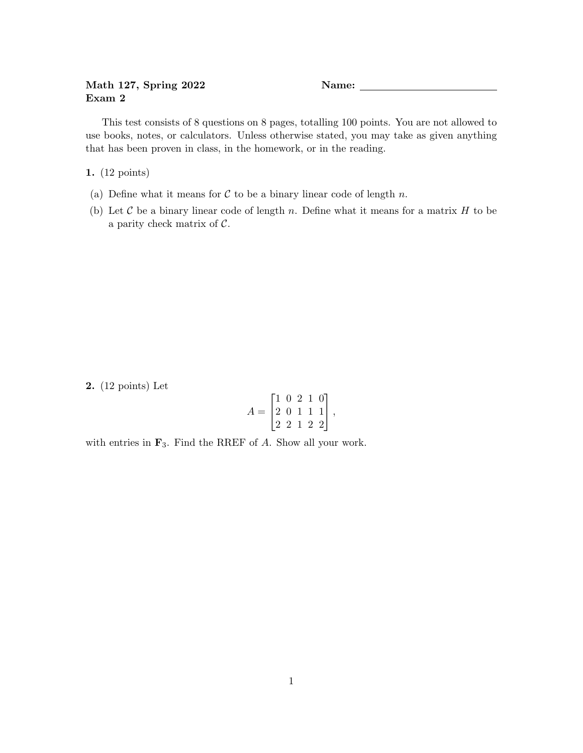**Math 127, Spring 2022** **Name:** ________________________

**Exam 2**

This test consists of 8 questions on 8 pages, totalling 100 points. You are not allowed to use books, notes, or calculators. Unless otherwise stated, you may take as given anything that has been proven in class, in the homework, or in the reading.

**1.** (12 points)

(a) Define what it means for $\mathcal{C}$ to be a binary linear code of length $n$.

(b) Let $\mathcal{C}$ be a binary linear code of length $n$. Define what it means for a matrix $H$ to be a parity check matrix of $\mathcal{C}$.

**2.** (12 points) Let

$$A = \begin{bmatrix} 1 & 0 & 2 & 1 & 0 \\ 2 & 0 & 1 & 1 & 1 \\ 2 & 2 & 1 & 2 & 2 \end{bmatrix},$$

with entries in $\mathbf{F}_3$. Find the RREF of $A$. Show all your work.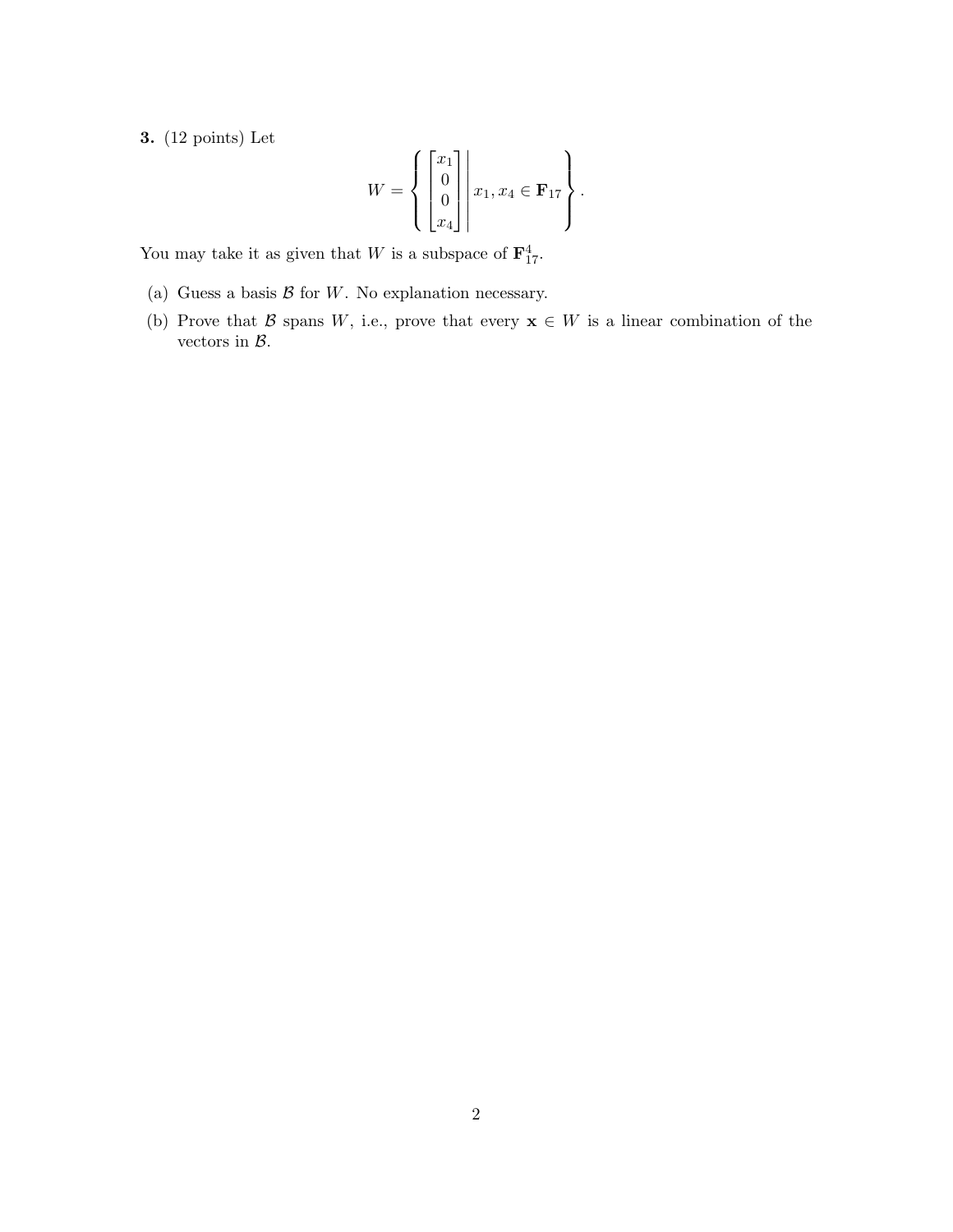**3.** (12 points) Let

$$W = \left\{ \begin{bmatrix} x_1 \\ 0 \\ 0 \\ x_4 \end{bmatrix} \middle| \, x_1, x_4 \in \mathbf{F}_{17} \right\}.$$

You may take it as given that $W$ is a subspace of $\mathbf{F}_{17}^4$.

(a) Guess a basis $\mathcal{B}$ for $W$. No explanation necessary.

(b) Prove that $\mathcal{B}$ spans $W$, i.e., prove that every $\mathbf{x} \in W$ is a linear combination of the vectors in $\mathcal{B}$.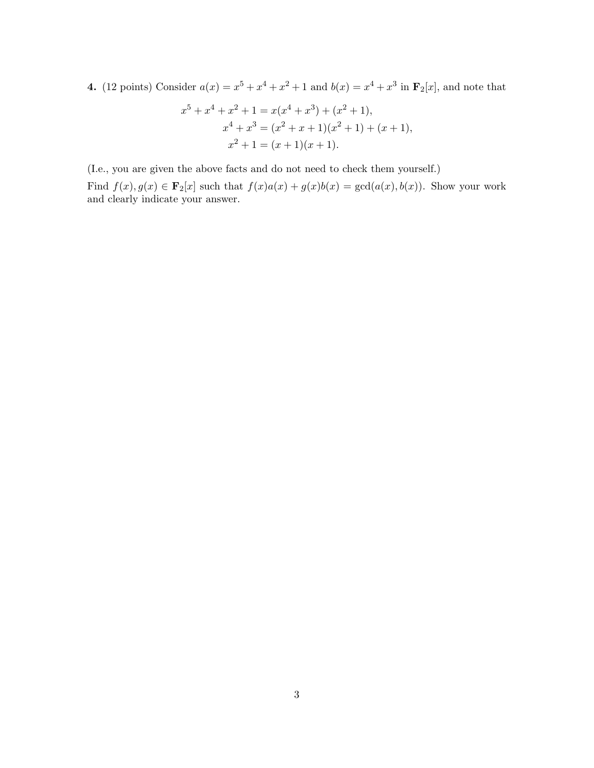**4.** (12 points) Consider $a(x) = x^5 + x^4 + x^2 + 1$ and $b(x) = x^4 + x^3$ in $\mathbf{F}_2[x]$, and note that

$$
\begin{aligned}
x^5 + x^4 + x^2 + 1 &= x(x^4 + x^3) + (x^2 + 1), \\
x^4 + x^3 &= (x^2 + x + 1)(x^2 + 1) + (x + 1), \\
x^2 + 1 &= (x + 1)(x + 1).
\end{aligned}
$$

(I.e., you are given the above facts and do not need to check them yourself.)

Find $f(x), g(x) \in \mathbf{F}_2[x]$ such that $f(x)a(x) + g(x)b(x) = \gcd(a(x), b(x))$. Show your work and clearly indicate your answer.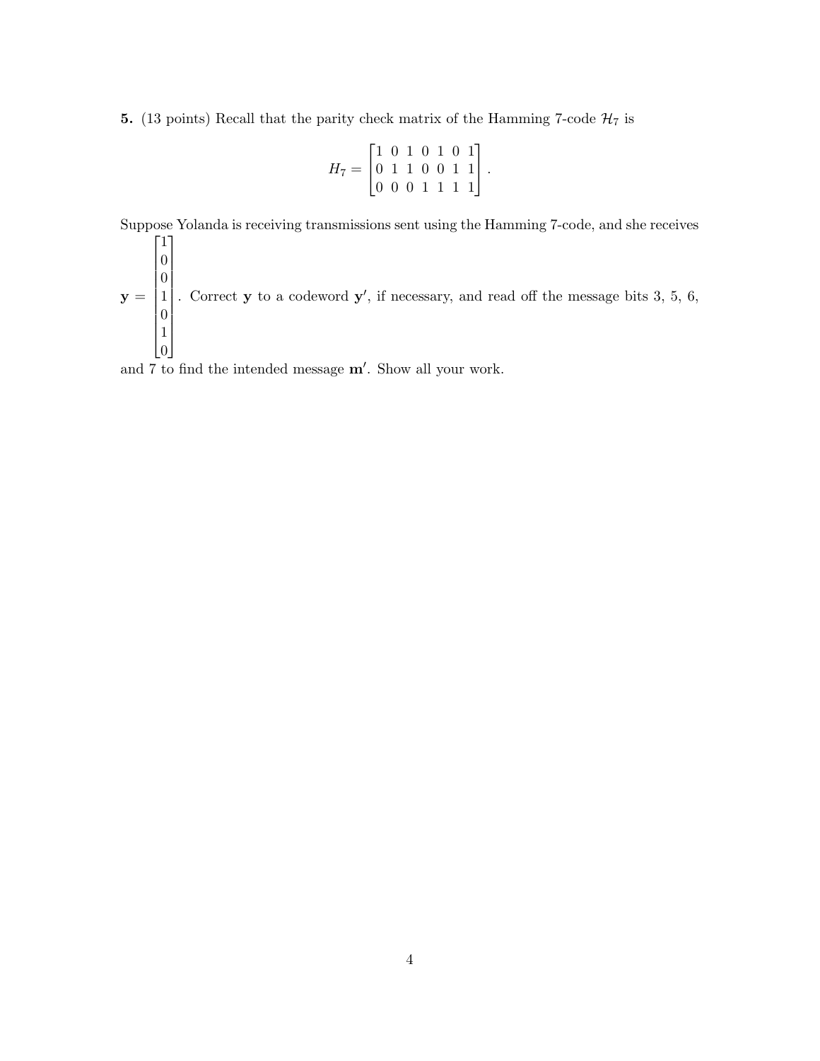**5.** (13 points) Recall that the parity check matrix of the Hamming 7-code $\mathcal{H}_7$ is

$$H_7 = \begin{bmatrix} 1 & 0 & 1 & 0 & 1 & 0 & 1 \\ 0 & 1 & 1 & 0 & 0 & 1 & 1 \\ 0 & 0 & 0 & 1 & 1 & 1 & 1 \end{bmatrix}.$$

Suppose Yolanda is receiving transmissions sent using the Hamming 7-code, and she receives $\mathbf{y} = \begin{bmatrix} 1 \\ 0 \\ 0 \\ 1 \\ 0 \\ 1 \\ 0 \end{bmatrix}$. Correct $\mathbf{y}$ to a codeword $\mathbf{y}'$, if necessary, and read off the message bits 3, 5, 6, and 7 to find the intended message $\mathbf{m}'$. Show all your work.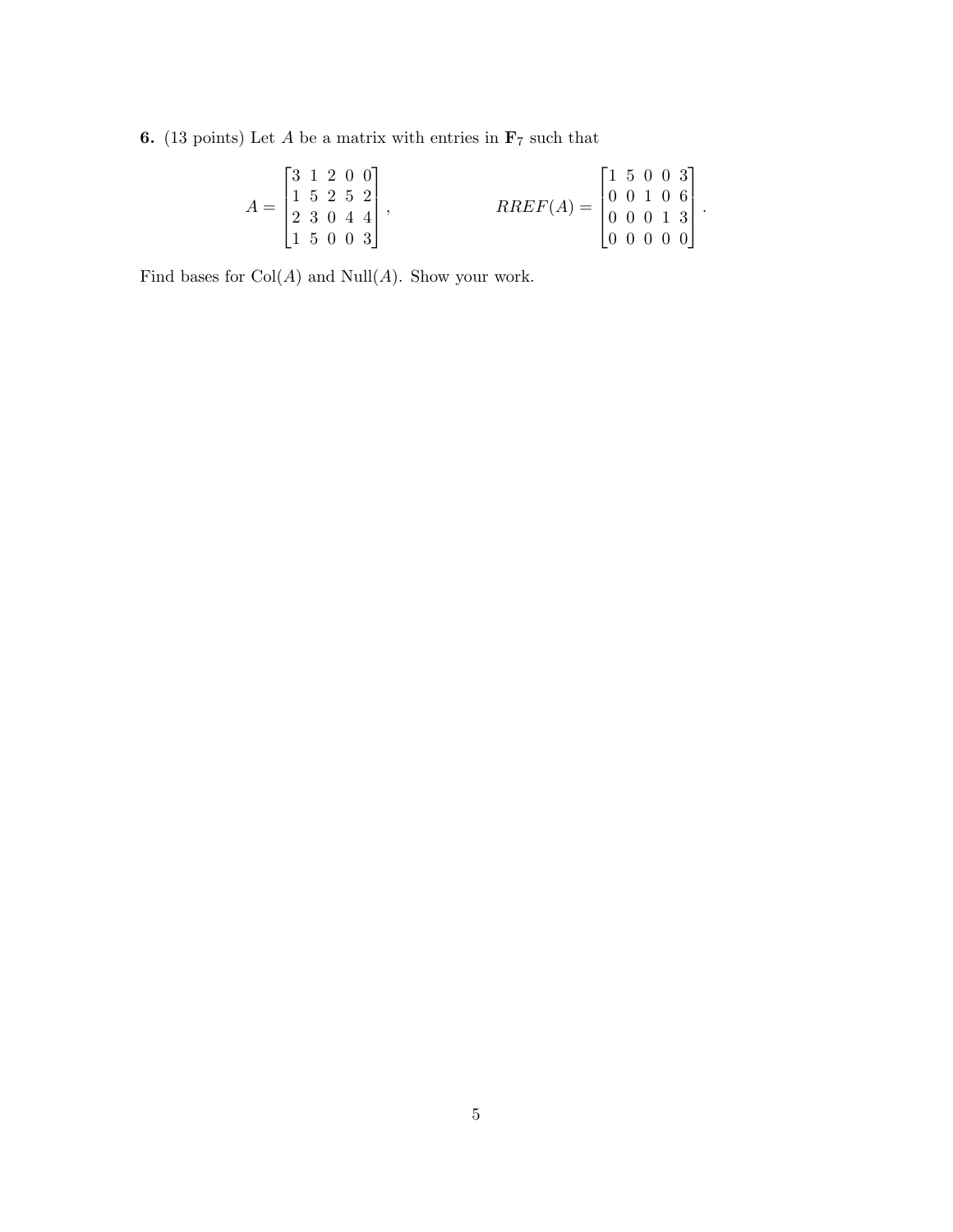**6.** (13 points) Let $A$ be a matrix with entries in $\mathbf{F}_7$ such that

$$A = \begin{bmatrix} 3 & 1 & 2 & 0 & 0 \\ 1 & 5 & 2 & 5 & 2 \\ 2 & 3 & 0 & 4 & 4 \\ 1 & 5 & 0 & 0 & 3 \end{bmatrix}, \qquad RREF(A) = \begin{bmatrix} 1 & 5 & 0 & 0 & 3 \\ 0 & 0 & 1 & 0 & 6 \\ 0 & 0 & 0 & 1 & 3 \\ 0 & 0 & 0 & 0 & 0 \end{bmatrix}.$$

Find bases for $\mathrm{Col}(A)$ and $\mathrm{Null}(A)$. Show your work.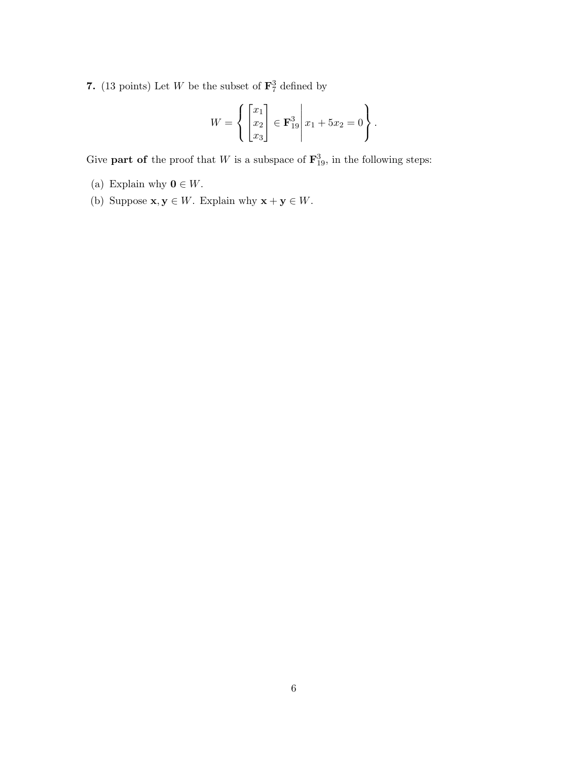**7.** (13 points) Let $W$ be the subset of $\mathbf{F}_7^3$ defined by

$$W = \left\{ \begin{bmatrix} x_1 \\ x_2 \\ x_3 \end{bmatrix} \in \mathbf{F}_{19}^3 \,\middle|\, x_1 + 5x_2 = 0 \right\}.$$

Give **part of** the proof that $W$ is a subspace of $\mathbf{F}_{19}^3$, in the following steps:

(a) Explain why $\mathbf{0} \in W$.

(b) Suppose $\mathbf{x}, \mathbf{y} \in W$. Explain why $\mathbf{x} + \mathbf{y} \in W$.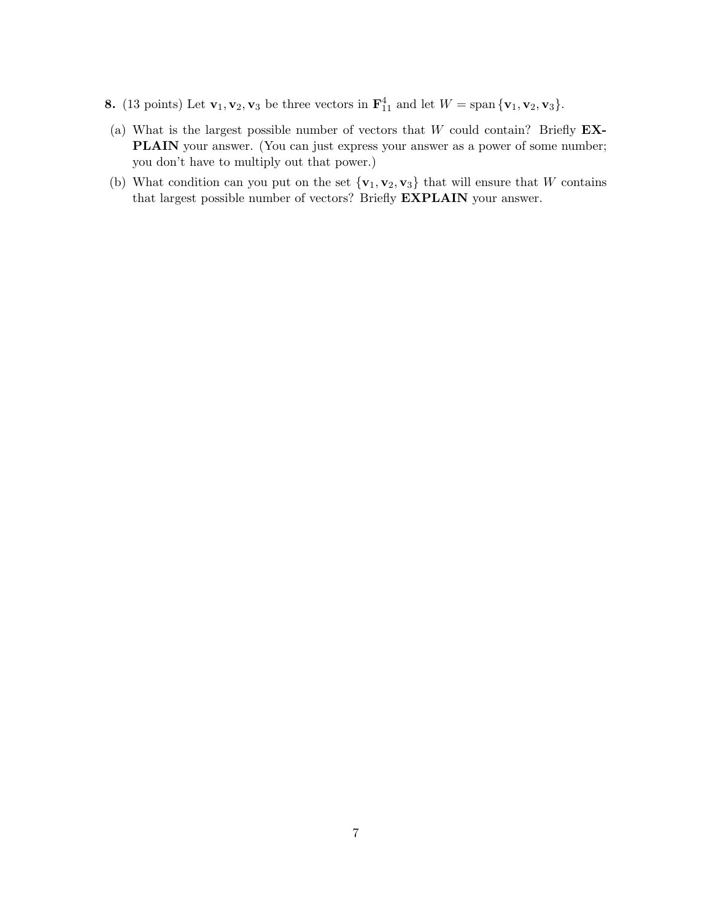**8.** (13 points) Let $\mathbf{v}_1, \mathbf{v}_2, \mathbf{v}_3$ be three vectors in $\mathbf{F}_{11}^4$ and let $W = \text{span}\{\mathbf{v}_1, \mathbf{v}_2, \mathbf{v}_3\}$.

(a) What is the largest possible number of vectors that $W$ could contain? Briefly **EXPLAIN** your answer. (You can just express your answer as a power of some number; you don't have to multiply out that power.)

(b) What condition can you put on the set $\{\mathbf{v}_1, \mathbf{v}_2, \mathbf{v}_3\}$ that will ensure that $W$ contains that largest possible number of vectors? Briefly **EXPLAIN** your answer.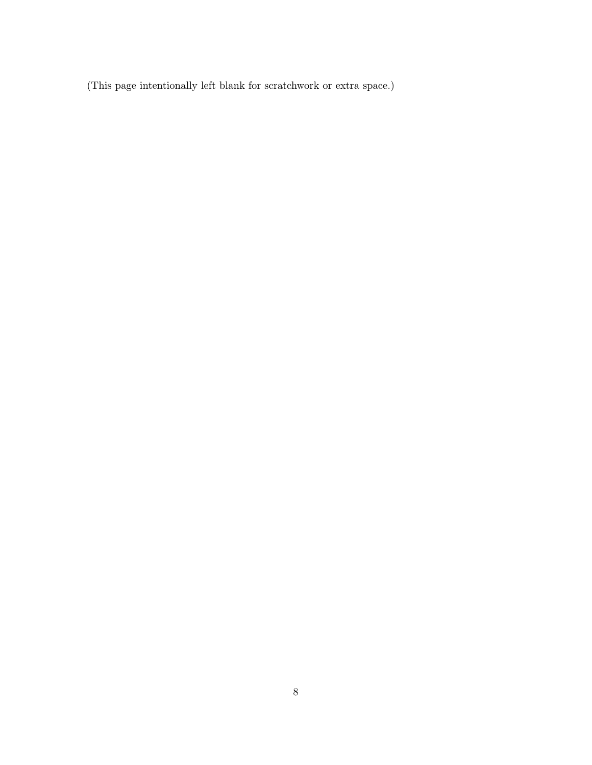(This page intentionally left blank for scratchwork or extra space.)